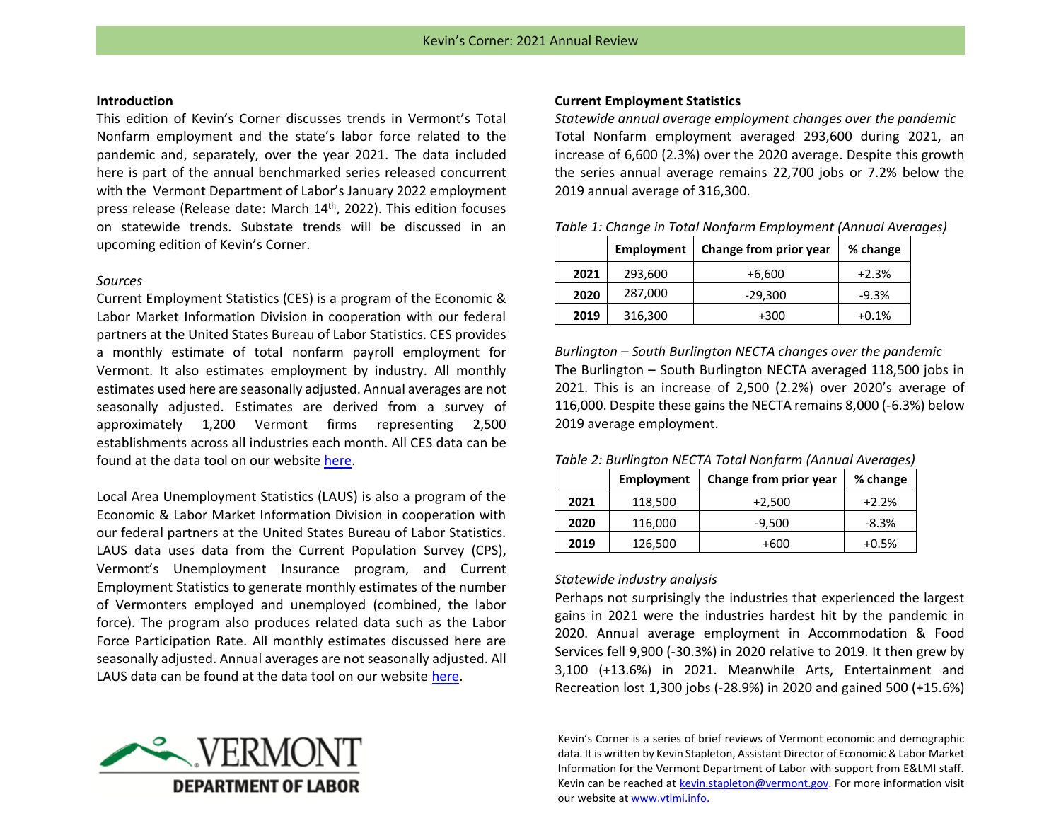# Kevin's Corner: 2021 Annual Review

## Introduction

This edition of Kevin's Corner discusses trends in Vermont's Total Nonfarm employment and the state's labor force related to the pandemic and, separately, over the year 2021. The data included here is part of the annual benchmarked series released concurrent with the Vermont Department of Labor's January 2022 employment press release (Release date: March 14th, 2022). This edition focuses on statewide trends. Substate trends will be discussed in an upcoming edition of Kevin's Corner.

### *Sources*

Current Employment Statistics (CES) is a program of the Economic & Labor Market Information Division in cooperation with our federal partners at the United States Bureau of Labor Statistics. CES provides a monthly estimate of total nonfarm payroll employment for Vermont. It also estimates employment by industry. All monthly estimates used here are seasonally adjusted. Annual averages are not seasonally adjusted. Estimates are derived from a survey of approximately 1,200 Vermont firms representing 2,500 establishments across all industries each month. All CES data can be found at the data tool on our website here.

Local Area Unemployment Statistics (LAUS) is also a program of the Economic & Labor Market Information Division in cooperation with our federal partners at the United States Bureau of Labor Statistics. LAUS data uses data from the Current Population Survey (CPS), Vermont's Unemployment Insurance program, and Current Employment Statistics to generate monthly estimates of the number of Vermonters employed and unemployed (combined, the labor force). The program also produces related data such as the Labor Force Participation Rate. All monthly estimates discussed here are seasonally adjusted. Annual averages are not seasonally adjusted. All LAUS data can be found at the data tool on our website here.

## Current Employment Statistics

### *Statewide annual average employment changes over the pandemic*

Total Nonfarm employment averaged 293,600 during 2021, an increase of 6,600 (2.3%) over the 2020 average. Despite this growth the series annual average remains 22,700 jobs or 7.2% below the 2019 annual average of 316,300.

*Table 1: Change in Total Nonfarm Employment (Annual Averages)*

| | Employment | Change from prior year | % change |
|---|---|---|---|
| **2021** | 293,600 | +6,600 | +2.3% |
| **2020** | 287,000 | -29,300 | -9.3% |
| **2019** | 316,300 | +300 | +0.1% |

### *Burlington – South Burlington NECTA changes over the pandemic*

The Burlington – South Burlington NECTA averaged 118,500 jobs in 2021. This is an increase of 2,500 (2.2%) over 2020's average of 116,000. Despite these gains the NECTA remains 8,000 (-6.3%) below 2019 average employment.

*Table 2: Burlington NECTA Total Nonfarm (Annual Averages)*

| | Employment | Change from prior year | % change |
|---|---|---|---|
| **2021** | 118,500 | +2,500 | +2.2% |
| **2020** | 116,000 | -9,500 | -8.3% |
| **2019** | 126,500 | +600 | +0.5% |

### *Statewide industry analysis*

Perhaps not surprisingly the industries that experienced the largest gains in 2021 were the industries hardest hit by the pandemic in 2020. Annual average employment in Accommodation & Food Services fell 9,900 (-30.3%) in 2020 relative to 2019. It then grew by 3,100 (+13.6%) in 2021. Meanwhile Arts, Entertainment and Recreation lost 1,300 jobs (-28.9%) in 2020 and gained 500 (+15.6%)

VERMONT DEPARTMENT OF LABOR

Kevin's Corner is a series of brief reviews of Vermont economic and demographic data. It is written by Kevin Stapleton, Assistant Director of Economic & Labor Market Information for the Vermont Department of Labor with support from E&LMI staff. Kevin can be reached at kevin.stapleton@vermont.gov. For more information visit our website at www.vtlmi.info.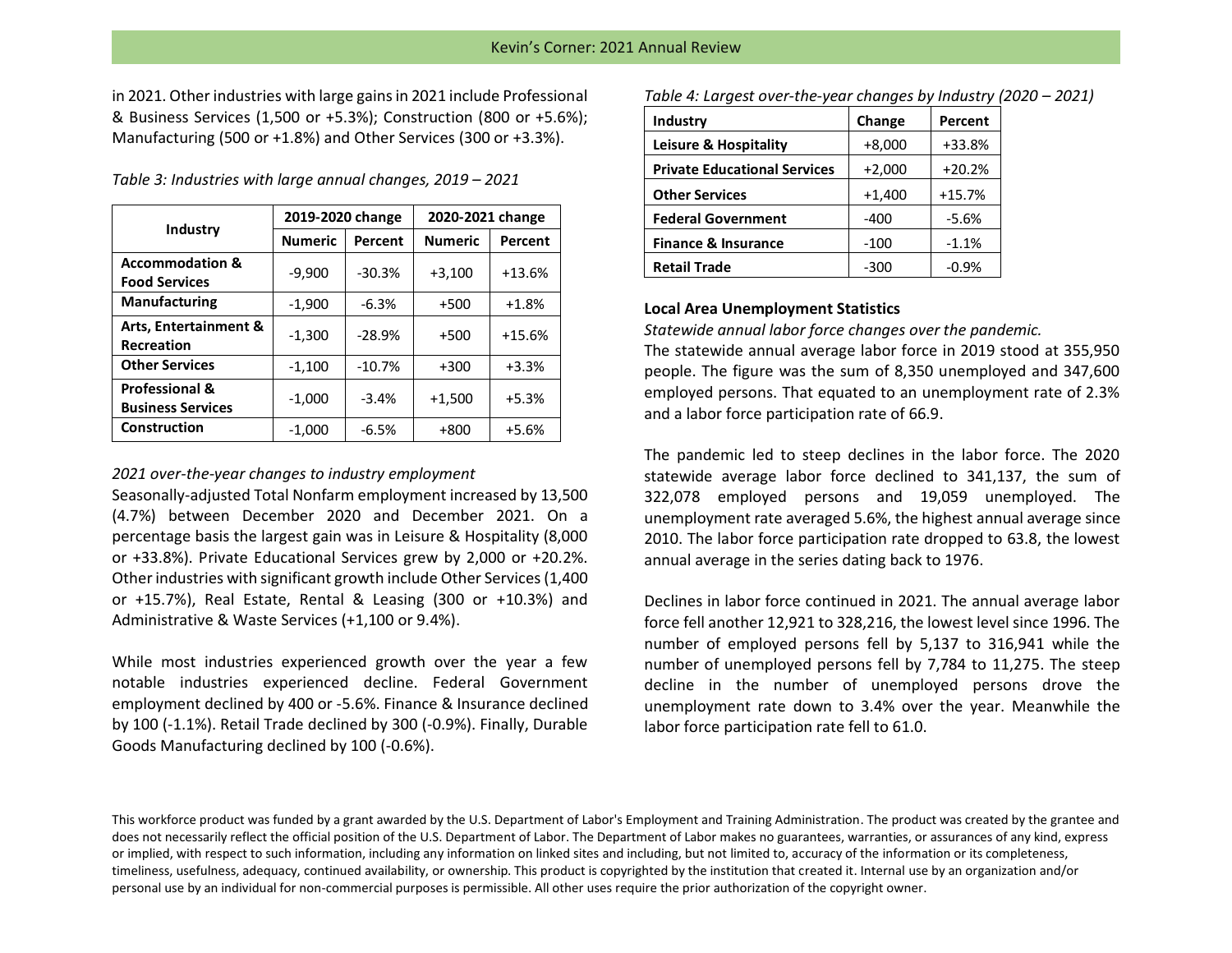in 2021. Other industries with large gains in 2021 include Professional & Business Services (1,500 or +5.3%); Construction (800 or +5.6%); Manufacturing (500 or +1.8%) and Other Services (300 or +3.3%).

*Table 3: Industries with large annual changes, 2019 – 2021*

| Industry | 2019-2020 change | | 2020-2021 change | |
|---|---|---|---|---|
| | Numeric | Percent | Numeric | Percent |
| **Accommodation & Food Services** | -9,900 | -30.3% | +3,100 | +13.6% |
| **Manufacturing** | -1,900 | -6.3% | +500 | +1.8% |
| **Arts, Entertainment & Recreation** | -1,300 | -28.9% | +500 | +15.6% |
| **Other Services** | -1,100 | -10.7% | +300 | +3.3% |
| **Professional & Business Services** | -1,000 | -3.4% | +1,500 | +5.3% |
| **Construction** | -1,000 | -6.5% | +800 | +5.6% |

*2021 over-the-year changes to industry employment*

Seasonally-adjusted Total Nonfarm employment increased by 13,500 (4.7%) between December 2020 and December 2021. On a percentage basis the largest gain was in Leisure & Hospitality (8,000 or +33.8%). Private Educational Services grew by 2,000 or +20.2%. Other industries with significant growth include Other Services (1,400 or +15.7%), Real Estate, Rental & Leasing (300 or +10.3%) and Administrative & Waste Services (+1,100 or 9.4%).

While most industries experienced growth over the year a few notable industries experienced decline. Federal Government employment declined by 400 or -5.6%. Finance & Insurance declined by 100 (-1.1%). Retail Trade declined by 300 (-0.9%). Finally, Durable Goods Manufacturing declined by 100 (-0.6%).

*Table 4: Largest over-the-year changes by Industry (2020 – 2021)*

| Industry | Change | Percent |
|---|---|---|
| **Leisure & Hospitality** | +8,000 | +33.8% |
| **Private Educational Services** | +2,000 | +20.2% |
| **Other Services** | +1,400 | +15.7% |
| **Federal Government** | -400 | -5.6% |
| **Finance & Insurance** | -100 | -1.1% |
| **Retail Trade** | -300 | -0.9% |

**Local Area Unemployment Statistics**

*Statewide annual labor force changes over the pandemic.*

The statewide annual average labor force in 2019 stood at 355,950 people. The figure was the sum of 8,350 unemployed and 347,600 employed persons. That equated to an unemployment rate of 2.3% and a labor force participation rate of 66.9.

The pandemic led to steep declines in the labor force. The 2020 statewide average labor force declined to 341,137, the sum of 322,078 employed persons and 19,059 unemployed. The unemployment rate averaged 5.6%, the highest annual average since 2010. The labor force participation rate dropped to 63.8, the lowest annual average in the series dating back to 1976.

Declines in labor force continued in 2021. The annual average labor force fell another 12,921 to 328,216, the lowest level since 1996. The number of employed persons fell by 5,137 to 316,941 while the number of unemployed persons fell by 7,784 to 11,275. The steep decline in the number of unemployed persons drove the unemployment rate down to 3.4% over the year. Meanwhile the labor force participation rate fell to 61.0.

This workforce product was funded by a grant awarded by the U.S. Department of Labor's Employment and Training Administration. The product was created by the grantee and does not necessarily reflect the official position of the U.S. Department of Labor. The Department of Labor makes no guarantees, warranties, or assurances of any kind, express or implied, with respect to such information, including any information on linked sites and including, but not limited to, accuracy of the information or its completeness, timeliness, usefulness, adequacy, continued availability, or ownership. This product is copyrighted by the institution that created it. Internal use by an organization and/or personal use by an individual for non-commercial purposes is permissible. All other uses require the prior authorization of the copyright owner.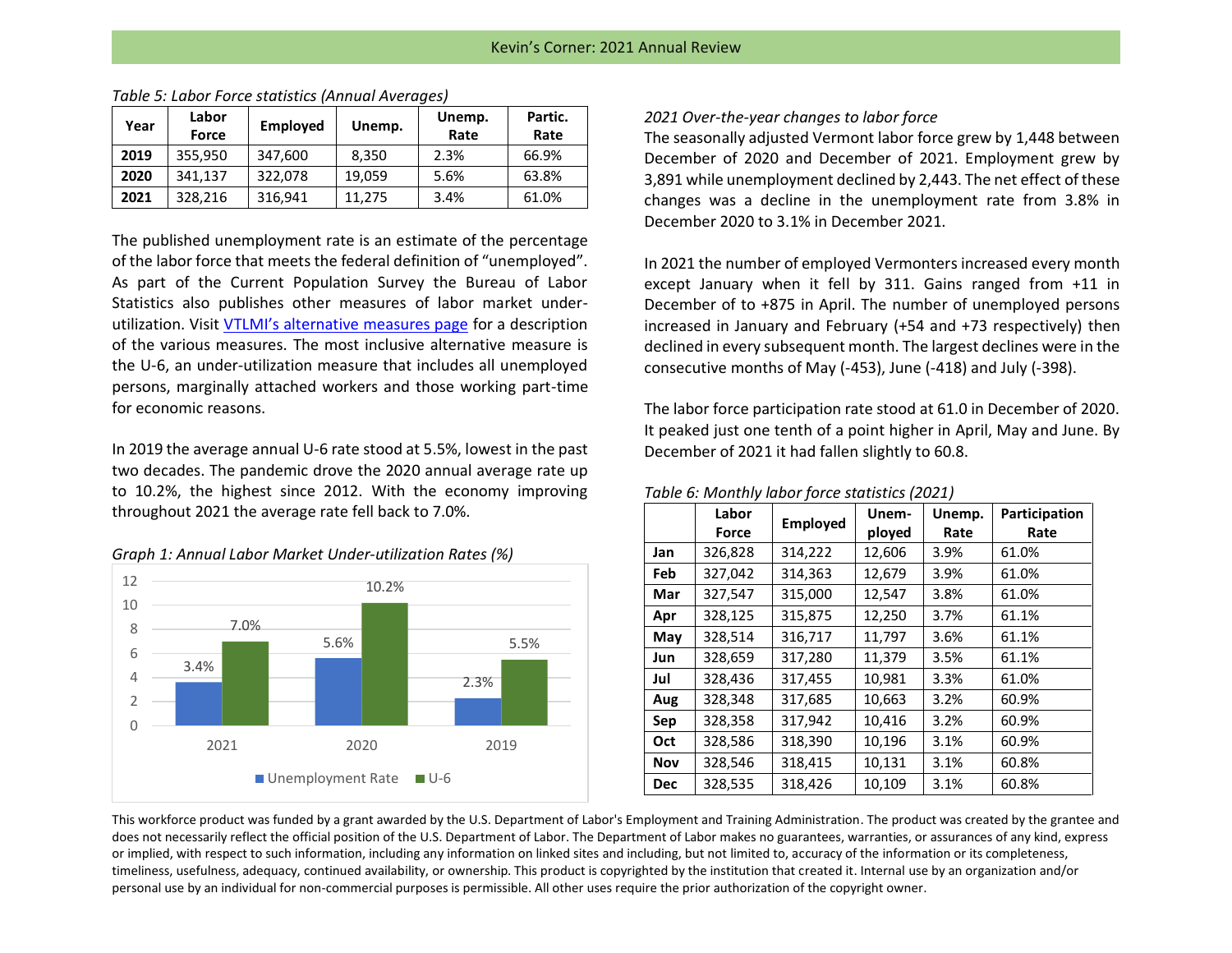*Table 5: Labor Force statistics (Annual Averages)*

| Year | Labor Force | Employed | Unemp. | Unemp. Rate | Partic. Rate |
|---|---|---|---|---|---|
| **2019** | 355,950 | 347,600 | 8,350 | 2.3% | 66.9% |
| **2020** | 341,137 | 322,078 | 19,059 | 5.6% | 63.8% |
| **2021** | 328,216 | 316,941 | 11,275 | 3.4% | 61.0% |

The published unemployment rate is an estimate of the percentage of the labor force that meets the federal definition of "unemployed". As part of the Current Population Survey the Bureau of Labor Statistics also publishes other measures of labor market under-utilization. Visit [VTLMI's alternative measures page]() for a description of the various measures. The most inclusive alternative measure is the U-6, an under-utilization measure that includes all unemployed persons, marginally attached workers and those working part-time for economic reasons.

In 2019 the average annual U-6 rate stood at 5.5%, lowest in the past two decades. The pandemic drove the 2020 annual average rate up to 10.2%, the highest since 2012. With the economy improving throughout 2021 the average rate fell back to 7.0%.

*Graph 1: Annual Labor Market Under-utilization Rates (%)*

12
10
8
6
4
2
0

3.4%
7.0%
5.6%
10.2%
2.3%
5.5%

2021
2020
2019

Unemployment Rate
U-6

*2021 Over-the-year changes to labor force*

The seasonally adjusted Vermont labor force grew by 1,448 between December of 2020 and December of 2021. Employment grew by 3,891 while unemployment declined by 2,443. The net effect of these changes was a decline in the unemployment rate from 3.8% in December 2020 to 3.1% in December 2021.

In 2021 the number of employed Vermonters increased every month except January when it fell by 311. Gains ranged from +11 in December of to +875 in April. The number of unemployed persons increased in January and February (+54 and +73 respectively) then declined in every subsequent month. The largest declines were in the consecutive months of May (-453), June (-418) and July (-398).

The labor force participation rate stood at 61.0 in December of 2020. It peaked just one tenth of a point higher in April, May and June. By December of 2021 it had fallen slightly to 60.8.

*Table 6: Monthly labor force statistics (2021)*

| | Labor Force | Employed | Unem-ployed | Unemp. Rate | Participation Rate |
|---|---|---|---|---|---|
| **Jan** | 326,828 | 314,222 | 12,606 | 3.9% | 61.0% |
| **Feb** | 327,042 | 314,363 | 12,679 | 3.9% | 61.0% |
| **Mar** | 327,547 | 315,000 | 12,547 | 3.8% | 61.0% |
| **Apr** | 328,125 | 315,875 | 12,250 | 3.7% | 61.1% |
| **May** | 328,514 | 316,717 | 11,797 | 3.6% | 61.1% |
| **Jun** | 328,659 | 317,280 | 11,379 | 3.5% | 61.1% |
| **Jul** | 328,436 | 317,455 | 10,981 | 3.3% | 61.0% |
| **Aug** | 328,348 | 317,685 | 10,663 | 3.2% | 60.9% |
| **Sep** | 328,358 | 317,942 | 10,416 | 3.2% | 60.9% |
| **Oct** | 328,586 | 318,390 | 10,196 | 3.1% | 60.9% |
| **Nov** | 328,546 | 318,415 | 10,131 | 3.1% | 60.8% |
| **Dec** | 328,535 | 318,426 | 10,109 | 3.1% | 60.8% |

This workforce product was funded by a grant awarded by the U.S. Department of Labor's Employment and Training Administration. The product was created by the grantee and does not necessarily reflect the official position of the U.S. Department of Labor. The Department of Labor makes no guarantees, warranties, or assurances of any kind, express or implied, with respect to such information, including any information on linked sites and including, but not limited to, accuracy of the information or its completeness, timeliness, usefulness, adequacy, continued availability, or ownership. This product is copyrighted by the institution that created it. Internal use by an organization and/or personal use by an individual for non-commercial purposes is permissible. All other uses require the prior authorization of the copyright owner.